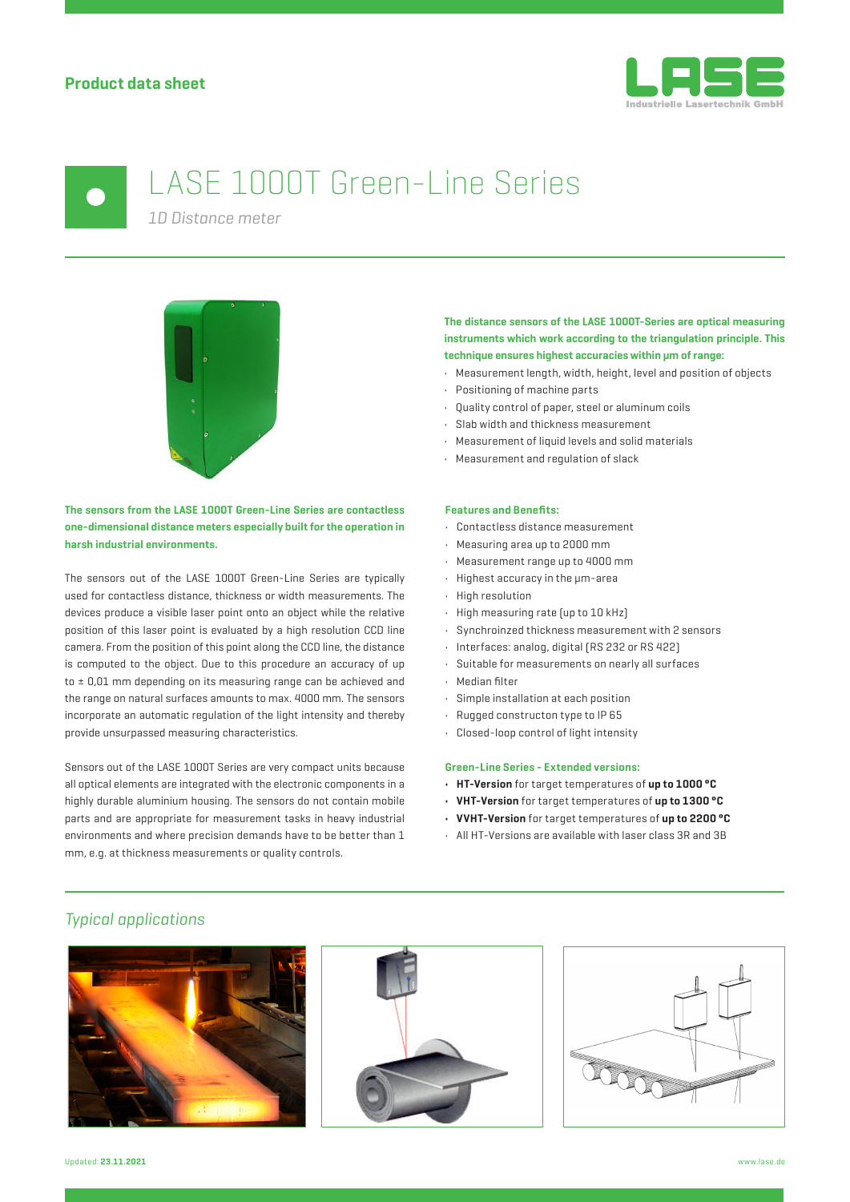**Product data sheet**

# LASE 1000T Green-Line Series

*1D Distance meter*

**The sensors from the LASE 1000T Green-Line Series are contactless one-dimensional distance meters especially built for the operation in harsh industrial environments.**

The sensors out of the LASE 1000T Green-Line Series are typically used for contactless distance, thickness or width measurements. The devices produce a visible laser point onto an object while the relative position of this laser point is evaluated by a high resolution CCD line camera. From the position of this point along the CCD line, the distance is computed to the object. Due to this procedure an accuracy of up to ± 0,01 mm depending on its measuring range can be achieved and the range on natural surfaces amounts to max. 4000 mm. The sensors incorporate an automatic regulation of the light intensity and thereby provide unsurpassed measuring characteristics.

Sensors out of the LASE 1000T Series are very compact units because all optical elements are integrated with the electronic components in a highly durable aluminium housing. The sensors do not contain mobile parts and are appropriate for measurement tasks in heavy industrial environments and where precision demands have to be better than 1 mm, e.g. at thickness measurements or quality controls.

**The distance sensors of the LASE 1000T-Series are optical measuring instruments which work according to the triangulation principle. This technique ensures highest accuracies within µm of range:**

- Measurement length, width, height, level and position of objects
- Positioning of machine parts
- Quality control of paper, steel or aluminum coils
- Slab width and thickness measurement
- Measurement of liquid levels and solid materials
- Measurement and regulation of slack

**Features and Benefits:**

- Contactless distance measurement
- Measuring area up to 2000 mm
- Measurement range up to 4000 mm
- Highest accuracy in the µm-area
- High resolution
- High measuring rate (up to 10 kHz)
- Synchroinzed thickness measurement with 2 sensors
- Interfaces: analog, digital (RS 232 or RS 422)
- Suitable for measurements on nearly all surfaces
- Median filter
- Simple installation at each position
- Rugged constructon type to IP 65
- Closed-loop control of light intensity

**Green-Line Series - Extended versions:**

- **HT-Version** for target temperatures of **up to 1000 °C**
- **VHT-Version** for target temperatures of **up to 1300 °C**
- **VVHT-Version** for target temperatures of **up to 2200 °C**
- All HT-Versions are available with laser class 3R and 3B

## *Typical applications*

Updated: **23.11.2021**

www.lase.de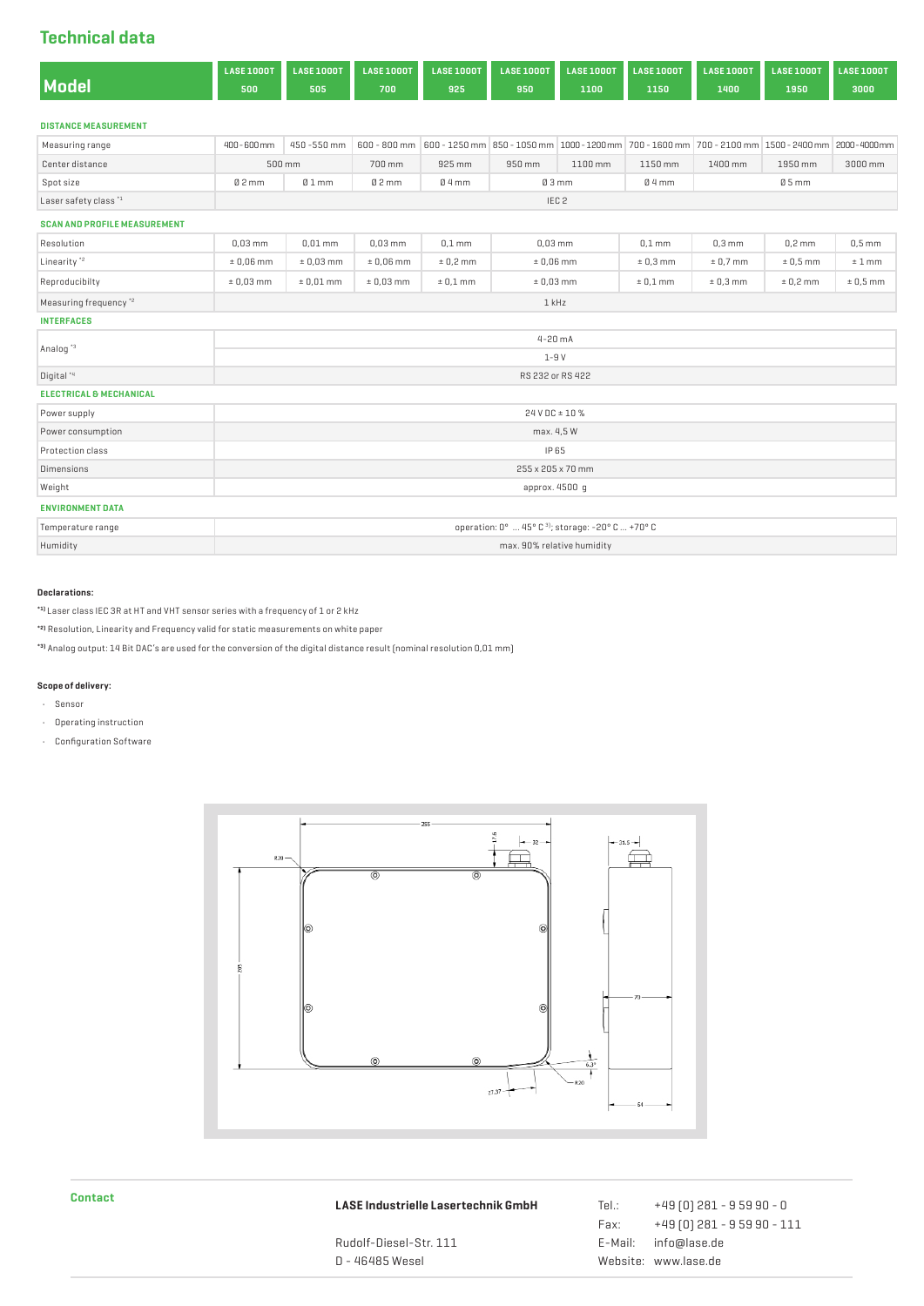## Technical data

| Model | LASE 1000T 500 | LASE 1000T 505 | LASE 1000T 700 | LASE 1000T 925 | LASE 1000T 950 | LASE 1000T 1100 | LASE 1000T 1150 | LASE 1000T 1400 | LASE 1000T 1950 | LASE 1000T 3000 |
|---|---|---|---|---|---|---|---|---|---|---|
| **DISTANCE MEASUREMENT** | | | | | | | | | | |
| Measuring range | 400 - 600 mm | 450 - 550 mm | 600 - 800 mm | 600 - 1250 mm | 850 - 1050 mm | 1000 - 1200 mm | 700 - 1600 mm | 700 - 2100 mm | 1500 - 2400 mm | 2000 - 4000 mm |
| Center distance | 500 mm | | 700 mm | 925 mm | 950 mm | 1100 mm | 1150 mm | 1400 mm | 1950 mm | 3000 mm |
| Spot size | Ø 2 mm | Ø 1 mm | Ø 2 mm | Ø 4 mm | Ø 3 mm | | Ø 4 mm | Ø 5 mm | | |
| Laser safety class *1 | IEC 2 | | | | | | | | | |
| **SCAN AND PROFILE MEASUREMENT** | | | | | | | | | | |
| Resolution | 0,03 mm | 0,01 mm | 0,03 mm | 0,1 mm | 0,03 mm | | 0,1 mm | 0,3 mm | 0,2 mm | 0,5 mm |
| Linearity *2 | ± 0,06 mm | ± 0,03 mm | ± 0,06 mm | ± 0,2 mm | ± 0,06 mm | | ± 0,3 mm | ± 0,7 mm | ± 0,5 mm | ± 1 mm |
| Reproducibilty | ± 0,03 mm | ± 0,01 mm | ± 0,03 mm | ± 0,1 mm | ± 0,03 mm | | ± 0,1 mm | ± 0,3 mm | ± 0,2 mm | ± 0,5 mm |
| Measuring frequency *2 | 1 kHz | | | | | | | | | |
| **INTERFACES** | | | | | | | | | | |
| Analog *3 | 4 - 20 mA | | | | | | | | | |
| | 1 - 9 V | | | | | | | | | |
| Digital *4 | RS 232 or RS 422 | | | | | | | | | |
| **ELECTRICAL & MECHANICAL** | | | | | | | | | | |
| Power supply | 24 V DC ± 10 % | | | | | | | | | |
| Power consumption | max. 4,5 W | | | | | | | | | |
| Protection class | IP 65 | | | | | | | | | |
| Dimensions | 255 x 205 x 70 mm | | | | | | | | | |
| Weight | approx. 4500 g | | | | | | | | | |
| **ENVIRONMENT DATA** | | | | | | | | | | |
| Temperature range | operation: 0° ... 45° C 3); storage: -20° C ... +70° C | | | | | | | | | |
| Humidity | max. 90% relative humidity | | | | | | | | | |

**Declarations:**

*1) Laser class IEC 3R at HT and VHT sensor series with a frequency of 1 or 2 kHz

*2) Resolution, Linearity and Frequency valid for static measurements on white paper

*3) Analog output: 14 Bit DAC's are used for the conversion of the digital distance result (nominal resolution 0,01 mm)

**Scope of delivery:**

- Sensor
- Operating instruction
- Configuration Software

255
17.5
32
31.5
R20
205
70
6.3°
R20
27.37
64

**Contact**

**LASE Industrielle Lasertechnik GmbH**

Rudolf-Diesel-Str. 111
D - 46485 Wesel

Tel.: +49 (0) 281 - 9 59 90 - 0
Fax: +49 (0) 281 - 9 59 90 - 111
E-Mail: info@lase.de
Website: www.lase.de